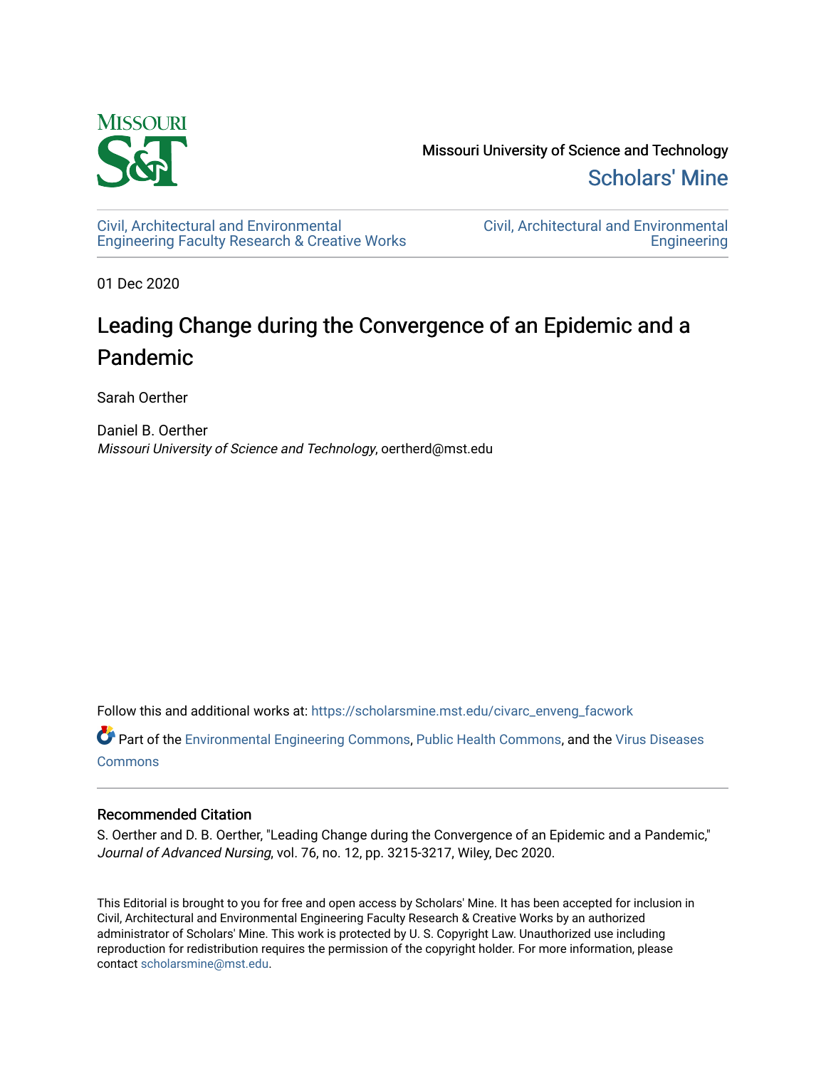Missouri University of Science and Technology

Scholars' Mine

Civil, Architectural and Environmental Engineering Faculty Research & Creative Works

Civil, Architectural and Environmental Engineering

01 Dec 2020

# Leading Change during the Convergence of an Epidemic and a Pandemic

Sarah Oerther

Daniel B. Oerther
*Missouri University of Science and Technology*, oertherd@mst.edu

Follow this and additional works at: https://scholarsmine.mst.edu/civarc_enveng_facwork

Part of the Environmental Engineering Commons, Public Health Commons, and the Virus Diseases Commons

## Recommended Citation

S. Oerther and D. B. Oerther, "Leading Change during the Convergence of an Epidemic and a Pandemic," *Journal of Advanced Nursing*, vol. 76, no. 12, pp. 3215-3217, Wiley, Dec 2020.

This Editorial is brought to you for free and open access by Scholars' Mine. It has been accepted for inclusion in Civil, Architectural and Environmental Engineering Faculty Research & Creative Works by an authorized administrator of Scholars' Mine. This work is protected by U. S. Copyright Law. Unauthorized use including reproduction for redistribution requires the permission of the copyright holder. For more information, please contact scholarsmine@mst.edu.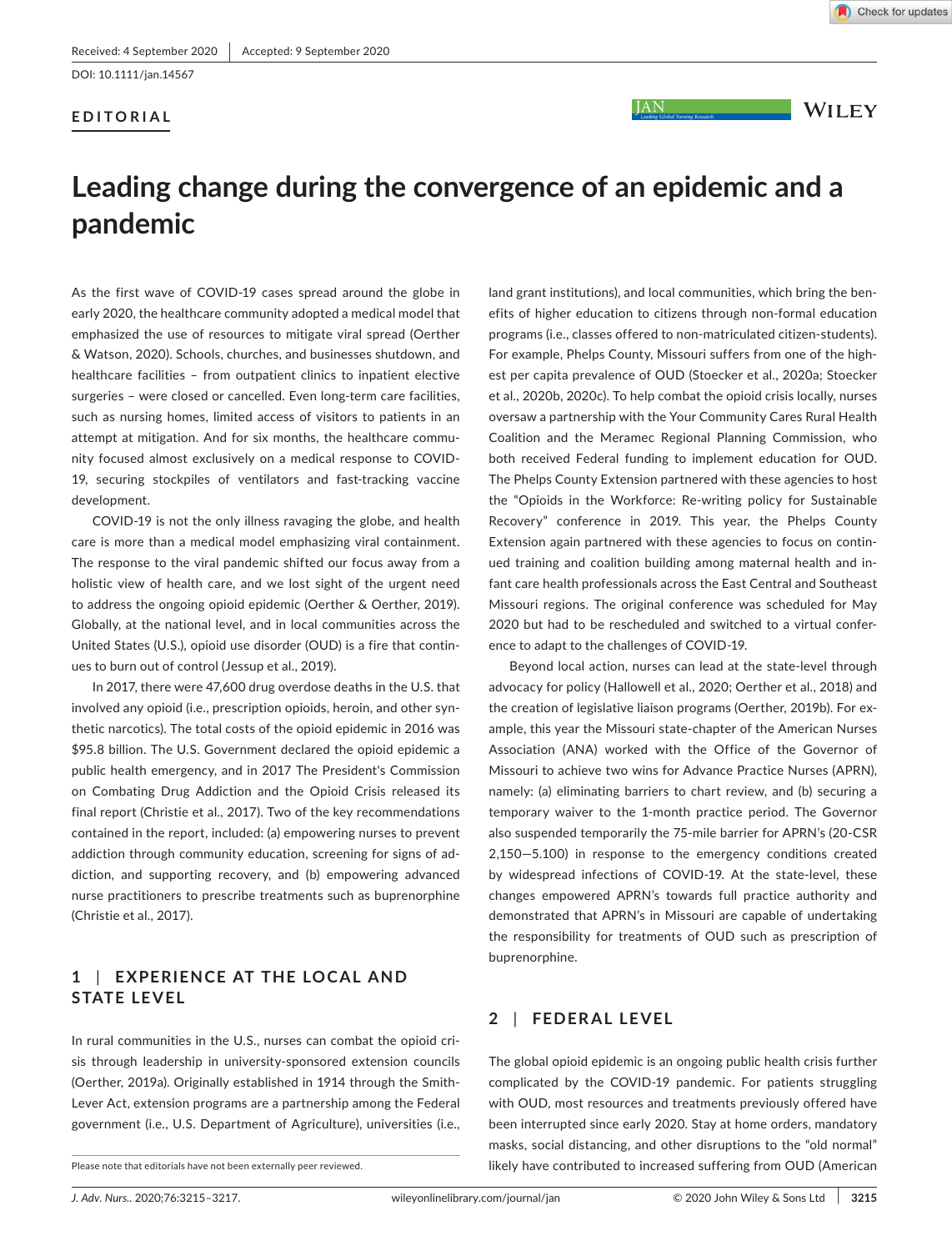# Leading change during the convergence of an epidemic and a pandemic

**EDITORIAL**

As the first wave of COVID-19 cases spread around the globe in early 2020, the healthcare community adopted a medical model that emphasized the use of resources to mitigate viral spread (Oerther & Watson, 2020). Schools, churches, and businesses shutdown, and healthcare facilities – from outpatient clinics to inpatient elective surgeries – were closed or cancelled. Even long-term care facilities, such as nursing homes, limited access of visitors to patients in an attempt at mitigation. And for six months, the healthcare community focused almost exclusively on a medical response to COVID-19, securing stockpiles of ventilators and fast-tracking vaccine development.

COVID-19 is not the only illness ravaging the globe, and health care is more than a medical model emphasizing viral containment. The response to the viral pandemic shifted our focus away from a holistic view of health care, and we lost sight of the urgent need to address the ongoing opioid epidemic (Oerther & Oerther, 2019). Globally, at the national level, and in local communities across the United States (U.S.), opioid use disorder (OUD) is a fire that continues to burn out of control (Jessup et al., 2019).

In 2017, there were 47,600 drug overdose deaths in the U.S. that involved any opioid (i.e., prescription opioids, heroin, and other synthetic narcotics). The total costs of the opioid epidemic in 2016 was $95.8 billion. The U.S. Government declared the opioid epidemic a public health emergency, and in 2017 The President's Commission on Combating Drug Addiction and the Opioid Crisis released its final report (Christie et al., 2017). Two of the key recommendations contained in the report, included: (a) empowering nurses to prevent addiction through community education, screening for signs of addiction, and supporting recovery, and (b) empowering advanced nurse practitioners to prescribe treatments such as buprenorphine (Christie et al., 2017).

## 1 | EXPERIENCE AT THE LOCAL AND STATE LEVEL

In rural communities in the U.S., nurses can combat the opioid crisis through leadership in university-sponsored extension councils (Oerther, 2019a). Originally established in 1914 through the Smith-Lever Act, extension programs are a partnership among the Federal government (i.e., U.S. Department of Agriculture), universities (i.e., land grant institutions), and local communities, which bring the benefits of higher education to citizens through non-formal education programs (i.e., classes offered to non-matriculated citizen-students). For example, Phelps County, Missouri suffers from one of the highest per capita prevalence of OUD (Stoecker et al., 2020a; Stoecker et al., 2020b, 2020c). To help combat the opioid crisis locally, nurses oversaw a partnership with the Your Community Cares Rural Health Coalition and the Meramec Regional Planning Commission, who both received Federal funding to implement education for OUD. The Phelps County Extension partnered with these agencies to host the "Opioids in the Workforce: Re-writing policy for Sustainable Recovery" conference in 2019. This year, the Phelps County Extension again partnered with these agencies to focus on continued training and coalition building among maternal health and infant care health professionals across the East Central and Southeast Missouri regions. The original conference was scheduled for May 2020 but had to be rescheduled and switched to a virtual conference to adapt to the challenges of COVID-19.

Beyond local action, nurses can lead at the state-level through advocacy for policy (Hallowell et al., 2020; Oerther et al., 2018) and the creation of legislative liaison programs (Oerther, 2019b). For example, this year the Missouri state-chapter of the American Nurses Association (ANA) worked with the Office of the Governor of Missouri to achieve two wins for Advance Practice Nurses (APRN), namely: (a) eliminating barriers to chart review, and (b) securing a temporary waiver to the 1-month practice period. The Governor also suspended temporarily the 75-mile barrier for APRN's (20-CSR 2,150—5.100) in response to the emergency conditions created by widespread infections of COVID-19. At the state-level, these changes empowered APRN's towards full practice authority and demonstrated that APRN's in Missouri are capable of undertaking the responsibility for treatments of OUD such as prescription of buprenorphine.

## 2 | FEDERAL LEVEL

The global opioid epidemic is an ongoing public health crisis further complicated by the COVID-19 pandemic. For patients struggling with OUD, most resources and treatments previously offered have been interrupted since early 2020. Stay at home orders, mandatory masks, social distancing, and other disruptions to the "old normal" likely have contributed to increased suffering from OUD (American

Please note that editorials have not been externally peer reviewed.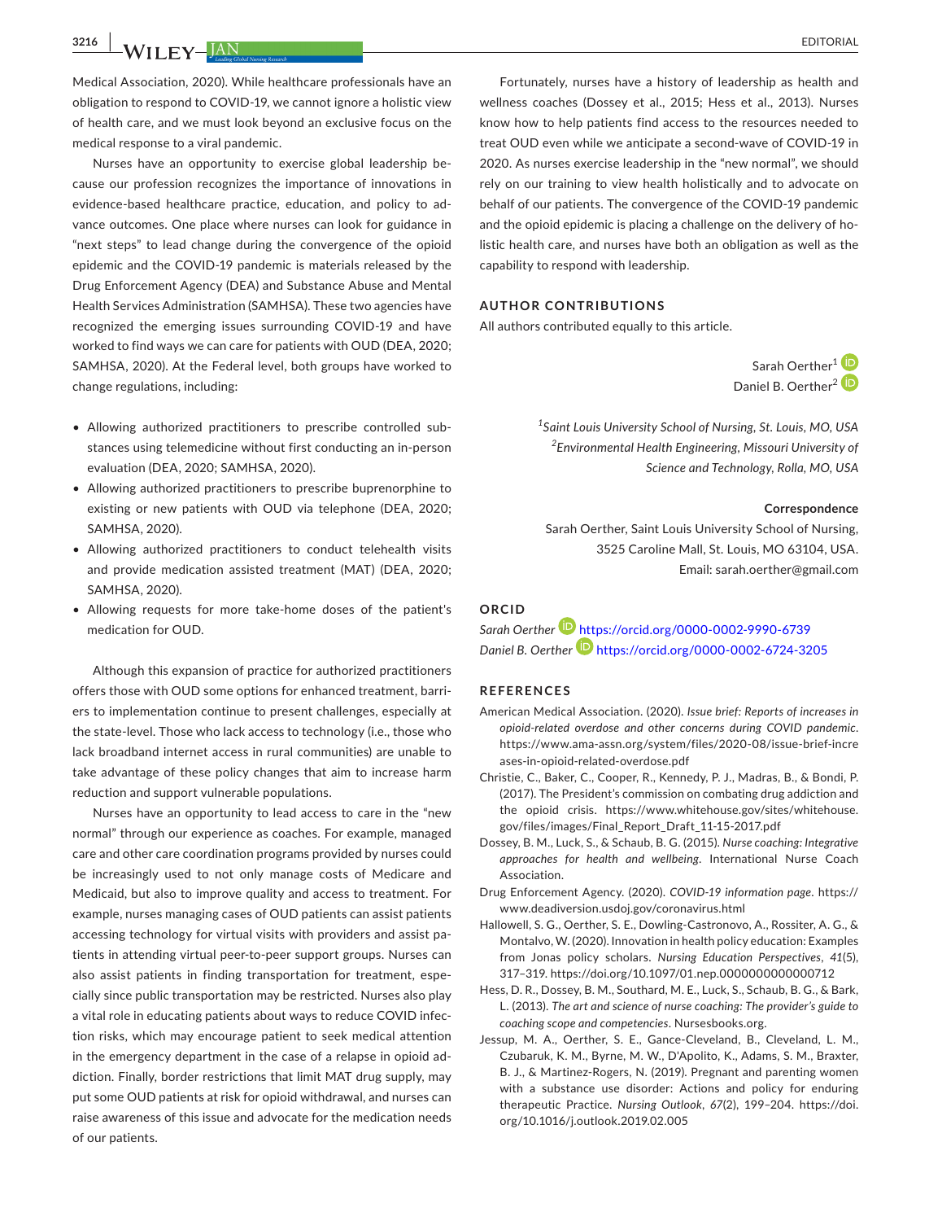Medical Association, 2020). While healthcare professionals have an obligation to respond to COVID-19, we cannot ignore a holistic view of health care, and we must look beyond an exclusive focus on the medical response to a viral pandemic.

Nurses have an opportunity to exercise global leadership because our profession recognizes the importance of innovations in evidence-based healthcare practice, education, and policy to advance outcomes. One place where nurses can look for guidance in "next steps" to lead change during the convergence of the opioid epidemic and the COVID-19 pandemic is materials released by the Drug Enforcement Agency (DEA) and Substance Abuse and Mental Health Services Administration (SAMHSA). These two agencies have recognized the emerging issues surrounding COVID-19 and have worked to find ways we can care for patients with OUD (DEA, 2020; SAMHSA, 2020). At the Federal level, both groups have worked to change regulations, including:

- Allowing authorized practitioners to prescribe controlled substances using telemedicine without first conducting an in-person evaluation (DEA, 2020; SAMHSA, 2020).
- Allowing authorized practitioners to prescribe buprenorphine to existing or new patients with OUD via telephone (DEA, 2020; SAMHSA, 2020).
- Allowing authorized practitioners to conduct telehealth visits and provide medication assisted treatment (MAT) (DEA, 2020; SAMHSA, 2020).
- Allowing requests for more take-home doses of the patient's medication for OUD.

Although this expansion of practice for authorized practitioners offers those with OUD some options for enhanced treatment, barriers to implementation continue to present challenges, especially at the state-level. Those who lack access to technology (i.e., those who lack broadband internet access in rural communities) are unable to take advantage of these policy changes that aim to increase harm reduction and support vulnerable populations.

Nurses have an opportunity to lead access to care in the "new normal" through our experience as coaches. For example, managed care and other care coordination programs provided by nurses could be increasingly used to not only manage costs of Medicare and Medicaid, but also to improve quality and access to treatment. For example, nurses managing cases of OUD patients can assist patients accessing technology for virtual visits with providers and assist patients in attending virtual peer-to-peer support groups. Nurses can also assist patients in finding transportation for treatment, especially since public transportation may be restricted. Nurses also play a vital role in educating patients about ways to reduce COVID infection risks, which may encourage patient to seek medical attention in the emergency department in the case of a relapse in opioid addiction. Finally, border restrictions that limit MAT drug supply, may put some OUD patients at risk for opioid withdrawal, and nurses can raise awareness of this issue and advocate for the medication needs of our patients.

Fortunately, nurses have a history of leadership as health and wellness coaches (Dossey et al., 2015; Hess et al., 2013). Nurses know how to help patients find access to the resources needed to treat OUD even while we anticipate a second-wave of COVID-19 in 2020. As nurses exercise leadership in the "new normal", we should rely on our training to view health holistically and to advocate on behalf of our patients. The convergence of the COVID-19 pandemic and the opioid epidemic is placing a challenge on the delivery of holistic health care, and nurses have both an obligation as well as the capability to respond with leadership.

## AUTHOR CONTRIBUTIONS

All authors contributed equally to this article.

Sarah Oerther[1]
Daniel B. Oerther[2]

[1]*Saint Louis University School of Nursing, St. Louis, MO, USA*
[2]*Environmental Health Engineering, Missouri University of Science and Technology, Rolla, MO, USA*

**Correspondence**
Sarah Oerther, Saint Louis University School of Nursing, 3525 Caroline Mall, St. Louis, MO 63104, USA.
Email: sarah.oerther@gmail.com

## ORCID

*Sarah Oerther* https://orcid.org/0000-0002-9990-6739
*Daniel B. Oerther* https://orcid.org/0000-0002-6724-3205

## REFERENCES

American Medical Association. (2020). *Issue brief: Reports of increases in opioid-related overdose and other concerns during COVID pandemic*. https://www.ama-assn.org/system/files/2020-08/issue-brief-increases-in-opioid-related-overdose.pdf

Christie, C., Baker, C., Cooper, R., Kennedy, P. J., Madras, B., & Bondi, P. (2017). The President's commission on combating drug addiction and the opioid crisis. https://www.whitehouse.gov/sites/whitehouse.gov/files/images/Final_Report_Draft_11-15-2017.pdf

Dossey, B. M., Luck, S., & Schaub, B. G. (2015). *Nurse coaching: Integrative approaches for health and wellbeing*. International Nurse Coach Association.

Drug Enforcement Agency. (2020). *COVID-19 information page*. https://www.deadiversion.usdoj.gov/coronavirus.html

Hallowell, S. G., Oerther, S. E., Dowling-Castronovo, A., Rossiter, A. G., & Montalvo, W. (2020). Innovation in health policy education: Examples from Jonas policy scholars. *Nursing Education Perspectives*, *41*(5), 317–319. https://doi.org/10.1097/01.nep.0000000000000712

Hess, D. R., Dossey, B. M., Southard, M. E., Luck, S., Schaub, B. G., & Bark, L. (2013). *The art and science of nurse coaching: The provider's guide to coaching scope and competencies*. Nursesbooks.org.

Jessup, M. A., Oerther, S. E., Gance-Cleveland, B., Cleveland, L. M., Czubaruk, K. M., Byrne, M. W., D'Apolito, K., Adams, S. M., Braxter, B. J., & Martinez-Rogers, N. (2019). Pregnant and parenting women with a substance use disorder: Actions and policy for enduring therapeutic Practice. *Nursing Outlook*, *67*(2), 199–204. https://doi.org/10.1016/j.outlook.2019.02.005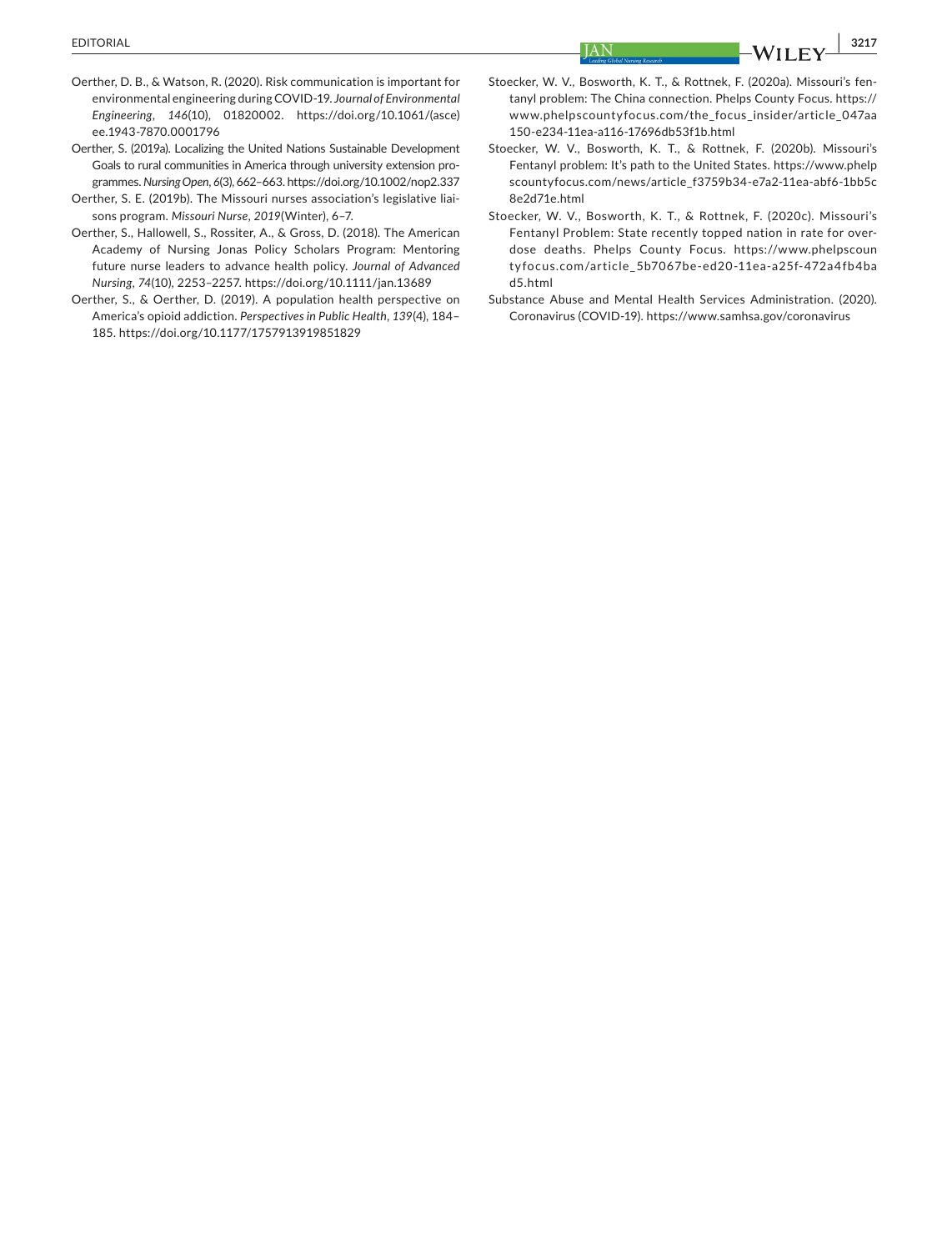Oerther, D. B., & Watson, R. (2020). Risk communication is important for environmental engineering during COVID-19. *Journal of Environmental Engineering*, *146*(10), 01820002. https://doi.org/10.1061/(asce)ee.1943-7870.0001796

Oerther, S. (2019a). Localizing the United Nations Sustainable Development Goals to rural communities in America through university extension programmes. *Nursing Open*, *6*(3), 662–663. https://doi.org/10.1002/nop2.337

Oerther, S. E. (2019b). The Missouri nurses association's legislative liaisons program. *Missouri Nurse*, *2019*(Winter), 6–7.

Oerther, S., Hallowell, S., Rossiter, A., & Gross, D. (2018). The American Academy of Nursing Jonas Policy Scholars Program: Mentoring future nurse leaders to advance health policy. *Journal of Advanced Nursing*, *74*(10), 2253–2257. https://doi.org/10.1111/jan.13689

Oerther, S., & Oerther, D. (2019). A population health perspective on America's opioid addiction. *Perspectives in Public Health*, *139*(4), 184–185. https://doi.org/10.1177/1757913919851829

Stoecker, W. V., Bosworth, K. T., & Rottnek, F. (2020a). Missouri's fentanyl problem: The China connection. Phelps County Focus. https://www.phelpscountyfocus.com/the_focus_insider/article_047aa150-e234-11ea-a116-17696db53f1b.html

Stoecker, W. V., Bosworth, K. T., & Rottnek, F. (2020b). Missouri's Fentanyl problem: It's path to the United States. https://www.phelpscountyfocus.com/news/article_f3759b34-e7a2-11ea-abf6-1bb5c8e2d71e.html

Stoecker, W. V., Bosworth, K. T., & Rottnek, F. (2020c). Missouri's Fentanyl Problem: State recently topped nation in rate for overdose deaths. Phelps County Focus. https://www.phelpscountyfocus.com/article_5b7067be-ed20-11ea-a25f-472a4fb4bad5.html

Substance Abuse and Mental Health Services Administration. (2020). Coronavirus (COVID-19). https://www.samhsa.gov/coronavirus